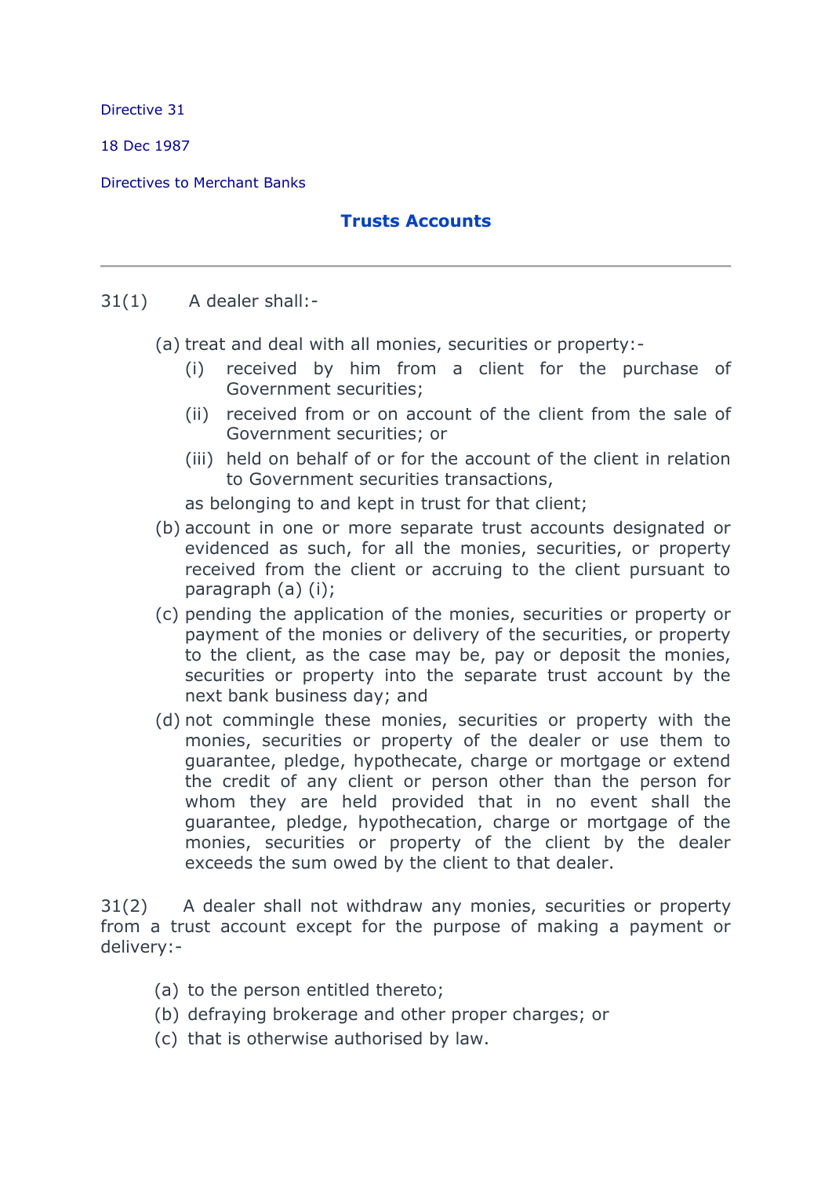Directive 31

18 Dec 1987

Directives to Merchant Banks

## Trusts Accounts

---

31(1) A dealer shall:-

- (a) treat and deal with all monies, securities or property:-
  - (i) received by him from a client for the purchase of Government securities;
  - (ii) received from or on account of the client from the sale of Government securities; or
  - (iii) held on behalf of or for the account of the client in relation to Government securities transactions,

  as belonging to and kept in trust for that client;
- (b) account in one or more separate trust accounts designated or evidenced as such, for all the monies, securities, or property received from the client or accruing to the client pursuant to paragraph (a) (i);
- (c) pending the application of the monies, securities or property or payment of the monies or delivery of the securities, or property to the client, as the case may be, pay or deposit the monies, securities or property into the separate trust account by the next bank business day; and
- (d) not commingle these monies, securities or property with the monies, securities or property of the dealer or use them to guarantee, pledge, hypothecate, charge or mortgage or extend the credit of any client or person other than the person for whom they are held provided that in no event shall the guarantee, pledge, hypothecation, charge or mortgage of the monies, securities or property of the client by the dealer exceeds the sum owed by the client to that dealer.

31(2) A dealer shall not withdraw any monies, securities or property from a trust account except for the purpose of making a payment or delivery:-

- (a) to the person entitled thereto;
- (b) defraying brokerage and other proper charges; or
- (c) that is otherwise authorised by law.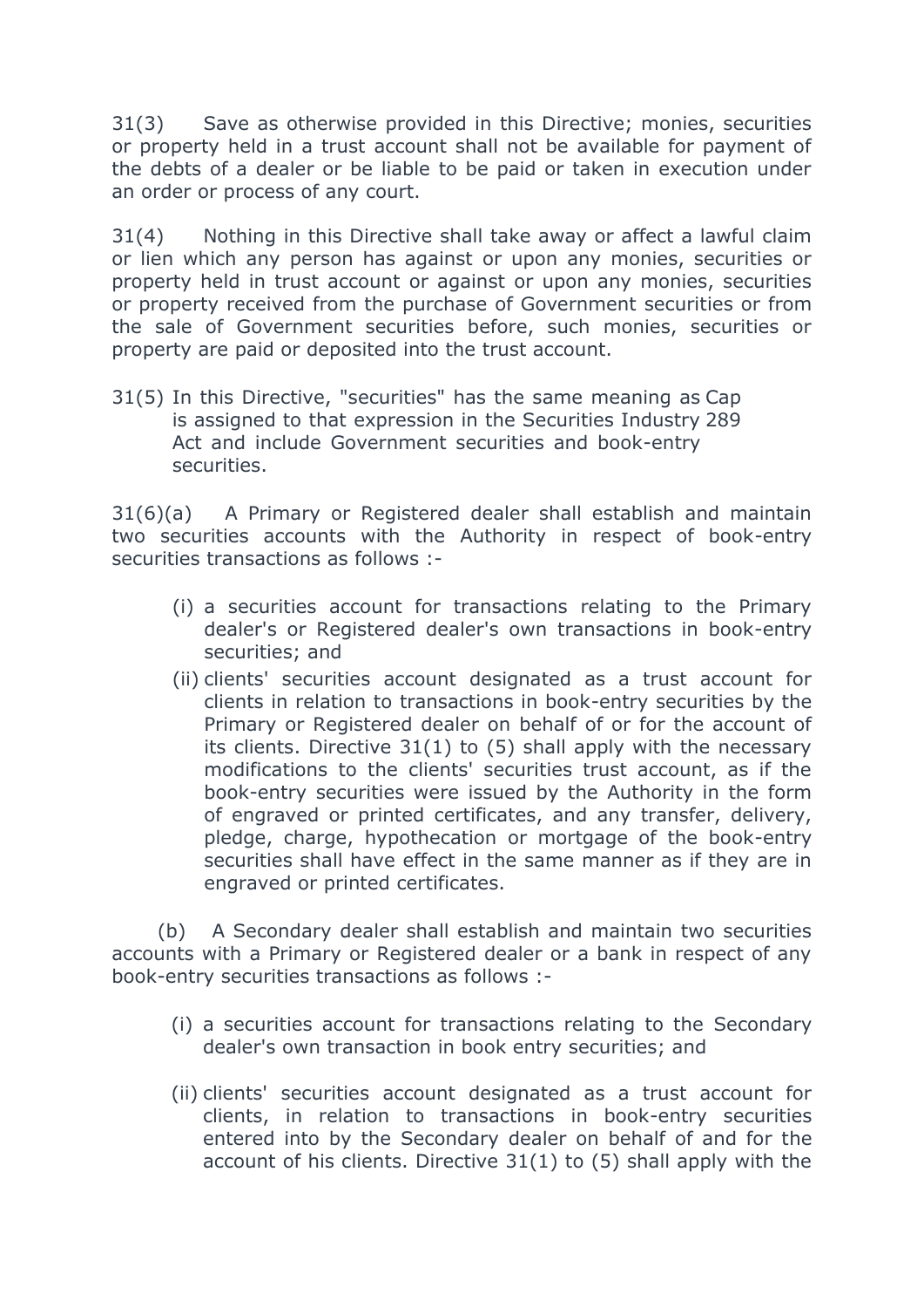31(3) Save as otherwise provided in this Directive; monies, securities or property held in a trust account shall not be available for payment of the debts of a dealer or be liable to be paid or taken in execution under an order or process of any court.

31(4) Nothing in this Directive shall take away or affect a lawful claim or lien which any person has against or upon any monies, securities or property held in trust account or against or upon any monies, securities or property received from the purchase of Government securities or from the sale of Government securities before, such monies, securities or property are paid or deposited into the trust account.

31(5) In this Directive, "securities" has the same meaning as is assigned to that expression in the Securities Industry Act and include Government securities and book-entry securities. Cap 289

31(6)(a) A Primary or Registered dealer shall establish and maintain two securities accounts with the Authority in respect of book-entry securities transactions as follows :-

(i) a securities account for transactions relating to the Primary dealer's or Registered dealer's own transactions in book-entry securities; and

(ii) clients' securities account designated as a trust account for clients in relation to transactions in book-entry securities by the Primary or Registered dealer on behalf of or for the account of its clients. Directive 31(1) to (5) shall apply with the necessary modifications to the clients' securities trust account, as if the book-entry securities were issued by the Authority in the form of engraved or printed certificates, and any transfer, delivery, pledge, charge, hypothecation or mortgage of the book-entry securities shall have effect in the same manner as if they are in engraved or printed certificates.

(b) A Secondary dealer shall establish and maintain two securities accounts with a Primary or Registered dealer or a bank in respect of any book-entry securities transactions as follows :-

(i) a securities account for transactions relating to the Secondary dealer's own transaction in book entry securities; and

(ii) clients' securities account designated as a trust account for clients, in relation to transactions in book-entry securities entered into by the Secondary dealer on behalf of and for the account of his clients. Directive 31(1) to (5) shall apply with the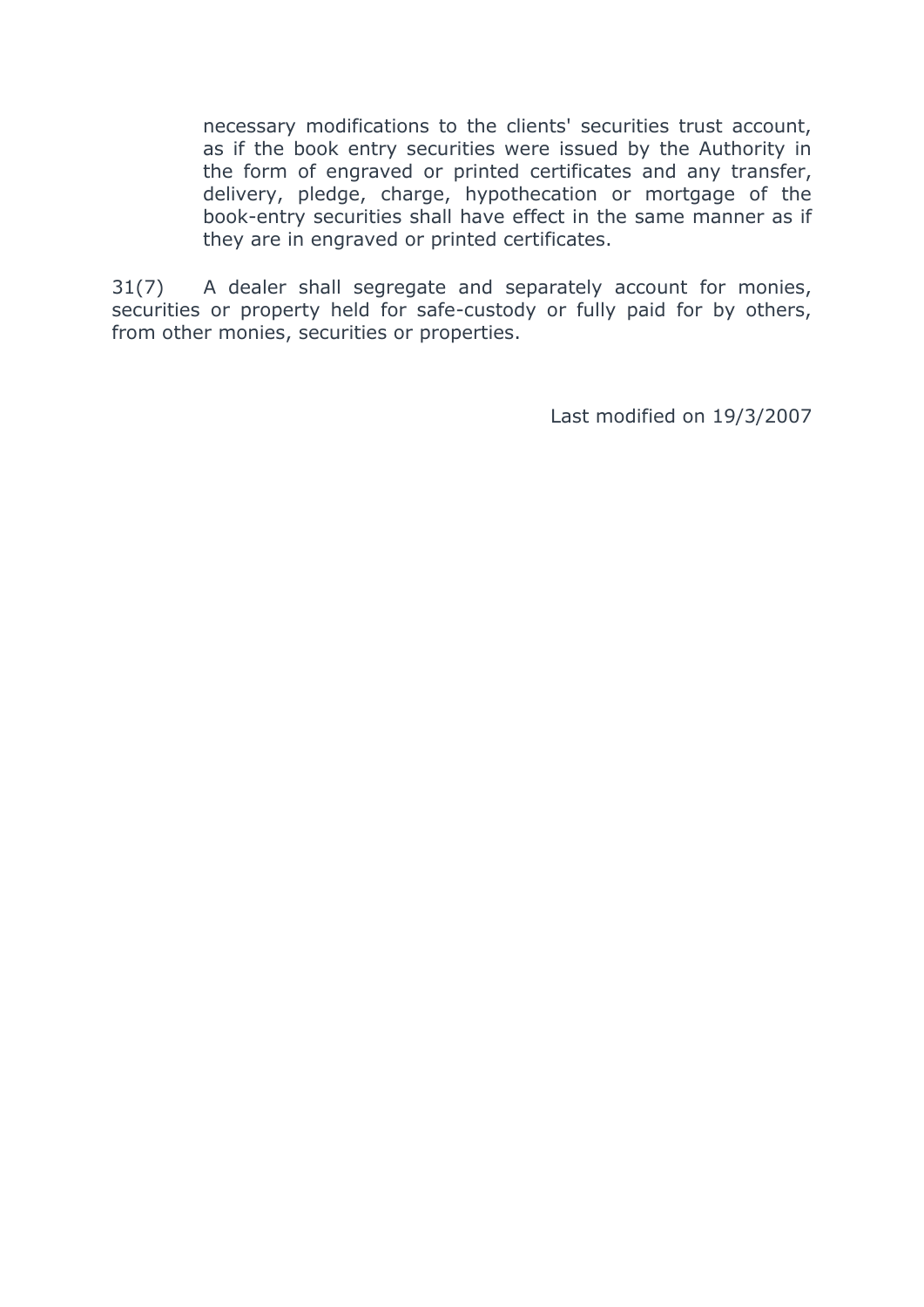necessary modifications to the clients' securities trust account, as if the book entry securities were issued by the Authority in the form of engraved or printed certificates and any transfer, delivery, pledge, charge, hypothecation or mortgage of the book-entry securities shall have effect in the same manner as if they are in engraved or printed certificates.

31(7) A dealer shall segregate and separately account for monies, securities or property held for safe-custody or fully paid for by others, from other monies, securities or properties.

Last modified on 19/3/2007